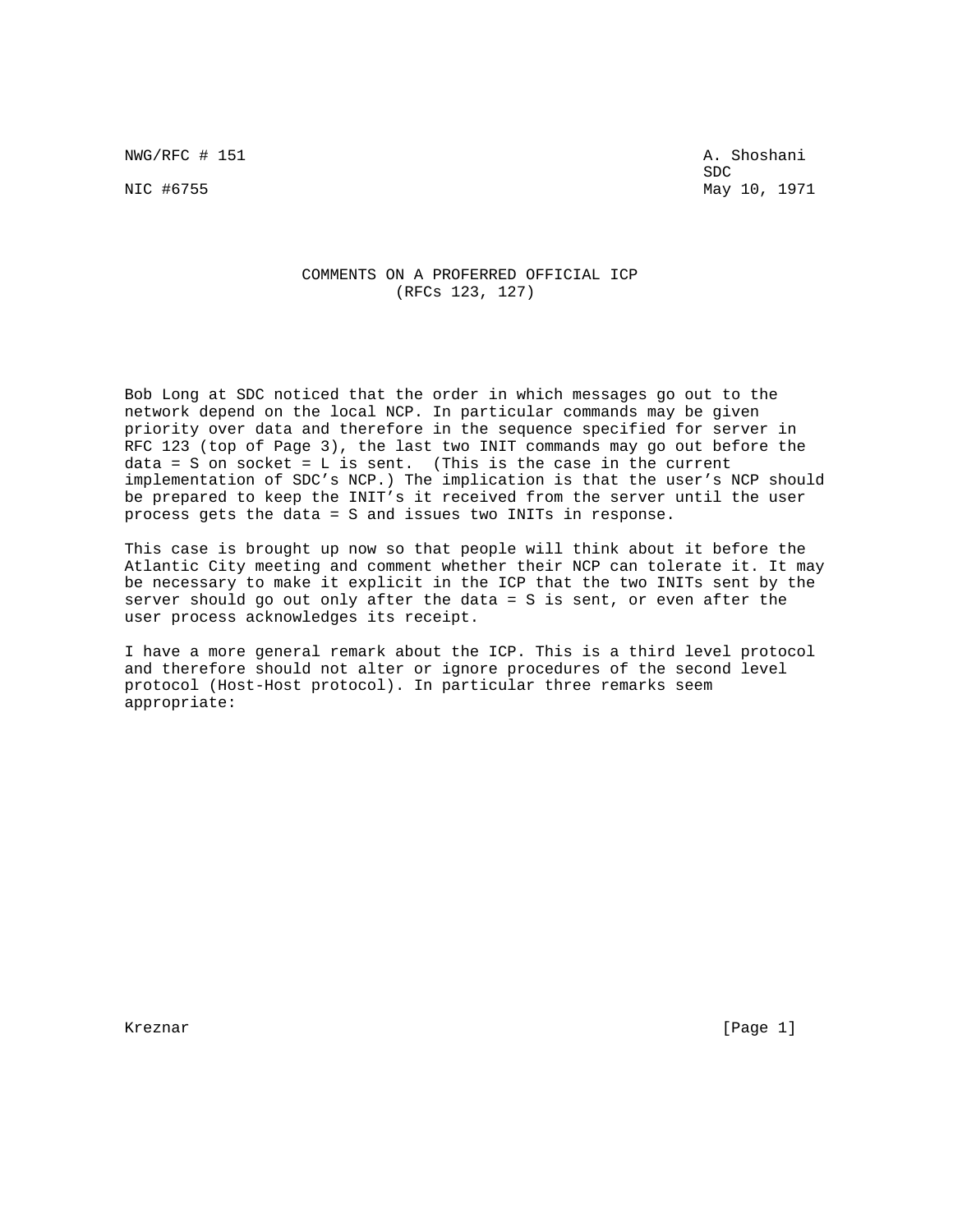NWG/RFC # 151                                                    A. Shoshani
SDC
NIC #6755                                                        May 10, 1971

# COMMENTS ON A PROFERRED OFFICIAL ICP
## (RFCs 123, 127)

Bob Long at SDC noticed that the order in which messages go out to the network depend on the local NCP. In particular commands may be given priority over data and therefore in the sequence specified for server in RFC 123 (top of Page 3), the last two INIT commands may go out before the data = S on socket = L is sent. (This is the case in the current implementation of SDC's NCP.) The implication is that the user's NCP should be prepared to keep the INIT's it received from the server until the user process gets the data = S and issues two INITs in response.

This case is brought up now so that people will think about it before the Atlantic City meeting and comment whether their NCP can tolerate it. It may be necessary to make it explicit in the ICP that the two INITs sent by the server should go out only after the data = S is sent, or even after the user process acknowledges its receipt.

I have a more general remark about the ICP. This is a third level protocol and therefore should not alter or ignore procedures of the second level protocol (Host-Host protocol). In particular three remarks seem appropriate: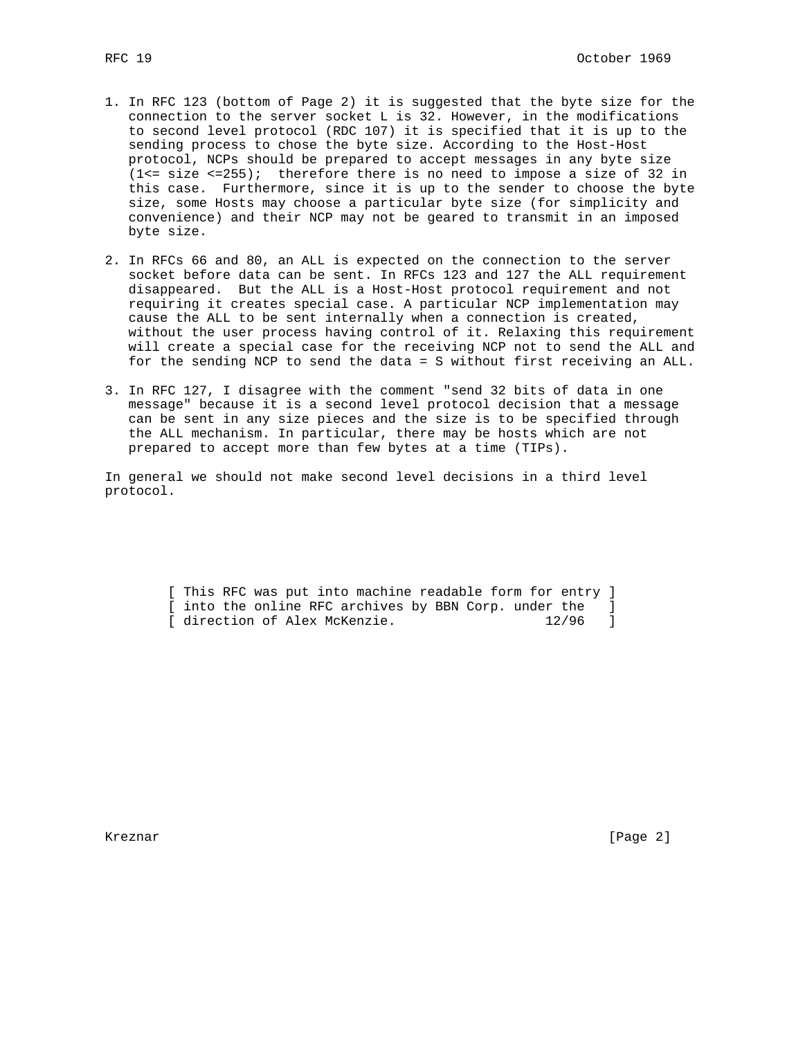1. In RFC 123 (bottom of Page 2) it is suggested that the byte size for the connection to the server socket L is 32. However, in the modifications to second level protocol (RDC 107) it is specified that it is up to the sending process to chose the byte size. According to the Host-Host protocol, NCPs should be prepared to accept messages in any byte size (1<= size <=255); therefore there is no need to impose a size of 32 in this case. Furthermore, since it is up to the sender to choose the byte size, some Hosts may choose a particular byte size (for simplicity and convenience) and their NCP may not be geared to transmit in an imposed byte size.

2. In RFCs 66 and 80, an ALL is expected on the connection to the server socket before data can be sent. In RFCs 123 and 127 the ALL requirement disappeared. But the ALL is a Host-Host protocol requirement and not requiring it creates special case. A particular NCP implementation may cause the ALL to be sent internally when a connection is created, without the user process having control of it. Relaxing this requirement will create a special case for the receiving NCP not to send the ALL and for the sending NCP to send the data = S without first receiving an ALL.

3. In RFC 127, I disagree with the comment "send 32 bits of data in one message" because it is a second level protocol decision that a message can be sent in any size pieces and the size is to be specified through the ALL mechanism. In particular, there may be hosts which are not prepared to accept more than few bytes at a time (TIPs).

In general we should not make second level decisions in a third level protocol.

[ This RFC was put into machine readable form for entry ]
[ into the online RFC archives by BBN Corp. under the ]
[ direction of Alex McKenzie. 12/96 ]